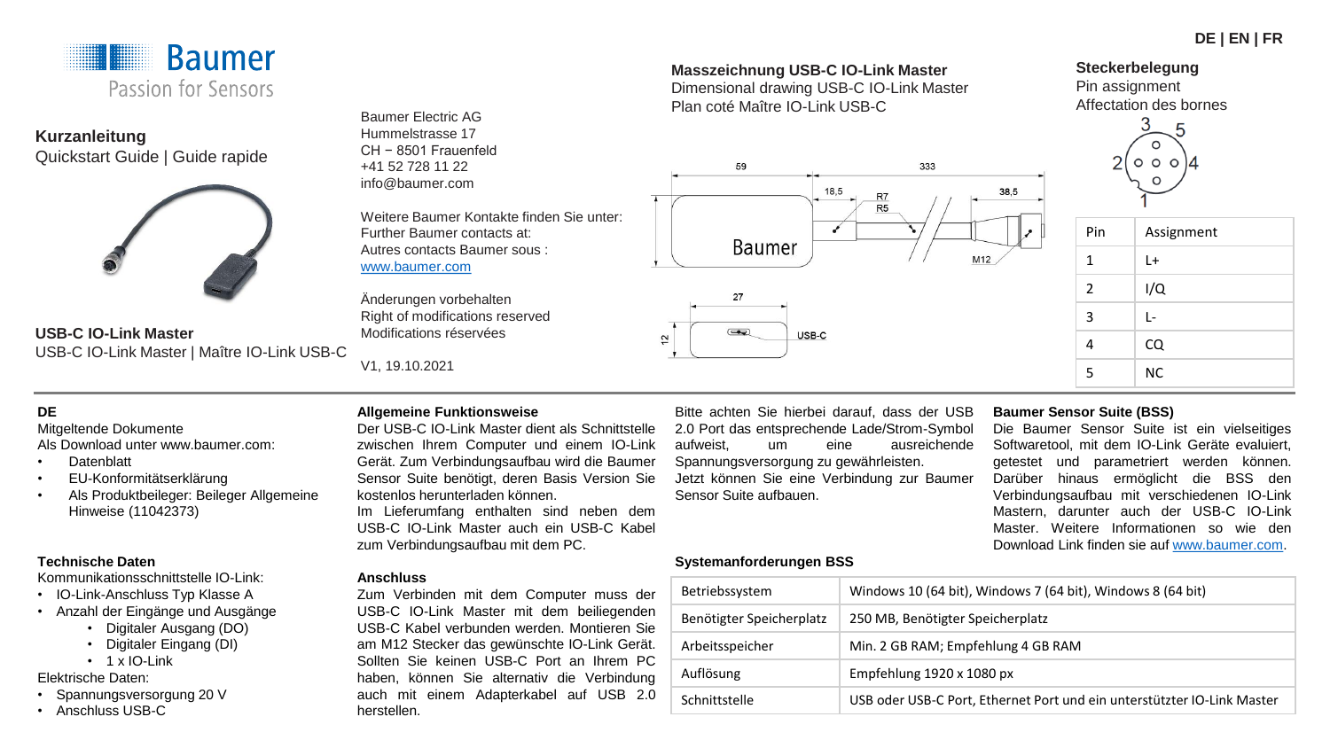DE | EN | FR

Baumer
Passion for Sensors

**Kurzanleitung**
Quickstart Guide | Guide rapide

**USB-C IO-Link Master**
USB-C IO-Link Master | Maître IO-Link USB-C

Baumer Electric AG
Hummelstrasse 17
CH − 8501 Frauenfeld
+41 52 728 11 22
info@baumer.com

Weitere Baumer Kontakte finden Sie unter:
Further Baumer contacts at:
Autres contacts Baumer sous :
www.baumer.com

Änderungen vorbehalten
Right of modifications reserved
Modifications réservées

V1, 19.10.2021

**Masszeichnung USB-C IO-Link Master**
Dimensional drawing USB-C IO-Link Master
Plan coté Maître IO-Link USB-C

59 | 333 | 18,5 | R7 | R5 | 38,5 | M12 | 27 | 12 | USB-C

**Steckerbelegung**
Pin assignment
Affectation des bornes

| Pin | Assignment |
|---|---|
| 1 | L+ |
| 2 | I/Q |
| 3 | L- |
| 4 | CQ |
| 5 | NC |

## DE

Mitgeltende Dokumente
Als Download unter www.baumer.com:
- Datenblatt
- EU-Konformitätserklärung
- Als Produktbeileger: Beileger Allgemeine Hinweise (11042373)

**Technische Daten**
Kommunikationsschnittstelle IO-Link:
- IO-Link-Anschluss Typ Klasse A
- Anzahl der Eingänge und Ausgänge
  - Digitaler Ausgang (DO)
  - Digitaler Eingang (DI)
  - 1 x IO-Link

Elektrische Daten:
- Spannungsversorgung 20 V
- Anschluss USB-C

**Allgemeine Funktionsweise**
Der USB-C IO-Link Master dient als Schnittstelle zwischen Ihrem Computer und einem IO-Link Gerät. Zum Verbindungsaufbau wird die Baumer Sensor Suite benötigt, deren Basis Version Sie kostenlos herunterladen können.
Im Lieferumfang enthalten sind neben dem USB-C IO-Link Master auch ein USB-C Kabel zum Verbindungsaufbau mit dem PC.

**Anschluss**
Zum Verbinden mit dem Computer muss der USB-C IO-Link Master mit dem beiliegenden USB-C Kabel verbunden werden. Montieren Sie am M12 Stecker das gewünschte IO-Link Gerät. Sollten Sie keinen USB-C Port an Ihrem PC haben, können Sie alternativ die Verbindung auch mit einem Adapterkabel auf USB 2.0 herstellen.

Bitte achten Sie hierbei darauf, dass der USB 2.0 Port das entsprechende Lade/Strom-Symbol aufweist, um eine ausreichende Spannungsversorgung zu gewährleisten.
Jetzt können Sie eine Verbindung zur Baumer Sensor Suite aufbauen.

**Systemanforderungen BSS**

| Betriebssystem | Windows 10 (64 bit), Windows 7 (64 bit), Windows 8 (64 bit) |
|---|---|
| Benötigter Speicherplatz | 250 MB, Benötigter Speicherplatz |
| Arbeitsspeicher | Min. 2 GB RAM; Empfehlung 4 GB RAM |
| Auflösung | Empfehlung 1920 x 1080 px |
| Schnittstelle | USB oder USB-C Port, Ethernet Port und ein unterstützter IO-Link Master |

**Baumer Sensor Suite (BSS)**
Die Baumer Sensor Suite ist ein vielseitiges Softwaretool, mit dem IO-Link Geräte evaluiert, getestet und parametriert werden können. Darüber hinaus ermöglicht die BSS den Verbindungsaufbau mit verschiedenen IO-Link Mastern, darunter auch der USB-C IO-Link Master. Weitere Informationen so wie den Download Link finden sie auf www.baumer.com.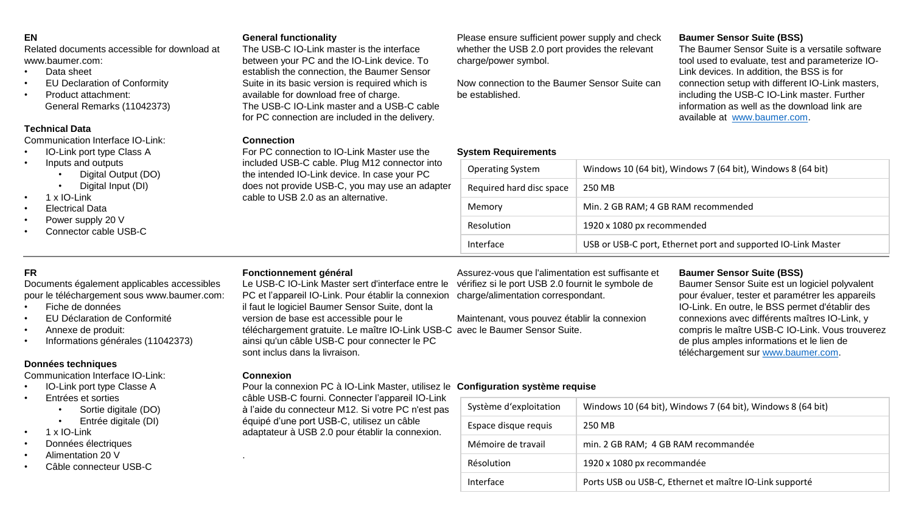## EN

Related documents accessible for download at www.baumer.com:

- Data sheet
- EU Declaration of Conformity
- Product attachment:
  General Remarks (11042373)

### Technical Data

Communication Interface IO-Link:

- IO-Link port type Class A
- Inputs and outputs
  - Digital Output (DO)
  - Digital Input (DI)
- 1 x IO-Link
- Electrical Data
- Power supply 20 V
- Connector cable USB-C

### General functionality

The USB-C IO-Link master is the interface between your PC and the IO-Link device. To establish the connection, the Baumer Sensor Suite in its basic version is required which is available for download free of charge.
The USB-C IO-Link master and a USB-C cable for PC connection are included in the delivery.

### Connection

For PC connection to IO-Link Master use the included USB-C cable. Plug M12 connector into the intended IO-Link device. In case your PC does not provide USB-C, you may use an adapter cable to USB 2.0 as an alternative.

Please ensure sufficient power supply and check whether the USB 2.0 port provides the relevant charge/power symbol.

Now connection to the Baumer Sensor Suite can be established.

### System Requirements

| | |
|---|---|
| Operating System | Windows 10 (64 bit), Windows 7 (64 bit), Windows 8 (64 bit) |
| Required hard disc space | 250 MB |
| Memory | Min. 2 GB RAM; 4 GB RAM recommended |
| Resolution | 1920 x 1080 px recommended |
| Interface | USB or USB-C port, Ethernet port and supported IO-Link Master |

### Baumer Sensor Suite (BSS)

The Baumer Sensor Suite is a versatile software tool used to evaluate, test and parameterize IO-Link devices. In addition, the BSS is for connection setup with different IO-Link masters, including the USB-C IO-Link master. Further information as well as the download link are available at www.baumer.com.

## FR

Documents également applicables accessibles pour le téléchargement sous www.baumer.com:

- Fiche de données
- EU Déclaration de Conformité
- Annexe de produit:
- Informations générales (11042373)

### Données techniques

Communication Interface IO-Link:

- IO-Link port type Classe A
- Entrées et sorties
  - Sortie digitale (DO)
  - Entrée digitale (DI)
- 1 x IO-Link
- Données électriques
- Alimentation 20 V
- Câble connecteur USB-C

### Fonctionnement général

Le USB-C IO-Link Master sert d'interface entre le PC et l'appareil IO-Link. Pour établir la connexion il faut le logiciel Baumer Sensor Suite, dont la version de base est accessible pour le téléchargement gratuite. Le maître IO-Link USB-C ainsi qu'un câble USB-C pour connecter le PC sont inclus dans la livraison.

### Connexion

Pour la connexion PC à IO-Link Master, utilisez le câble USB-C fourni. Connecter l'appareil IO-Link à l'aide du connecteur M12. Si votre PC n'est pas équipé d'une port USB-C, utilisez un câble adaptateur à USB 2.0 pour établir la connexion.

.

Assurez-vous que l'alimentation est suffisante et vérifiez si le port USB 2.0 fournit le symbole de charge/alimentation correspondant.

Maintenant, vous pouvez établir la connexion avec le Baumer Sensor Suite.

### Configuration système requise

| | |
|---|---|
| Système d'exploitation | Windows 10 (64 bit), Windows 7 (64 bit), Windows 8 (64 bit) |
| Espace disque requis | 250 MB |
| Mémoire de travail | min. 2 GB RAM;  4 GB RAM recommandée |
| Résolution | 1920 x 1080 px recommandée |
| Interface | Ports USB ou USB-C, Ethernet et maître IO-Link supporté |

### Baumer Sensor Suite (BSS)

Baumer Sensor Suite est un logiciel polyvalent pour évaluer, tester et paramétrer les appareils IO-Link. En outre, le BSS permet d'établir des connexions avec différents maîtres IO-Link, y compris le maître USB-C IO-Link. Vous trouverez de plus amples informations et le lien de téléchargement sur www.baumer.com.